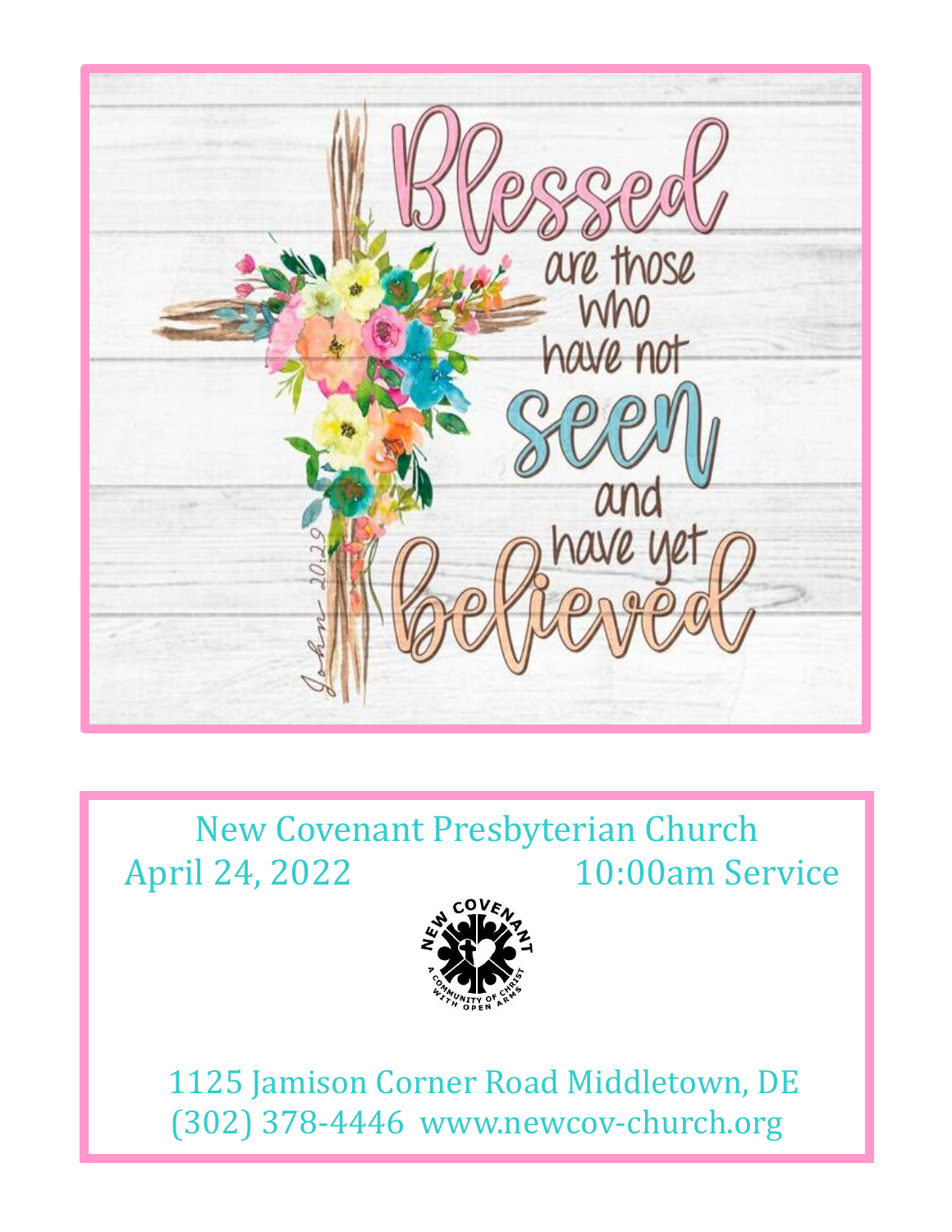Blessed are those who have not seen and have yet believed

John 20:29

New Covenant Presbyterian Church

April 24, 2022 10:00am Service

1125 Jamison Corner Road Middletown, DE

(302) 378-4446 www.newcov-church.org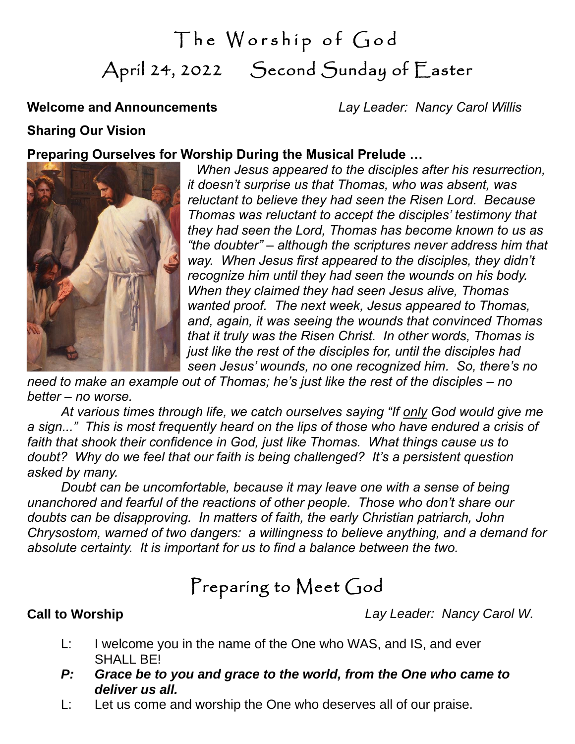# The Worship of God
## April 24, 2022 Second Sunday of Easter

**Welcome and Announcements** *Lay Leader: Nancy Carol Willis*

**Sharing Our Vision**

**Preparing Ourselves for Worship During the Musical Prelude …**

*When Jesus appeared to the disciples after his resurrection, it doesn't surprise us that Thomas, who was absent, was reluctant to believe they had seen the Risen Lord. Because Thomas was reluctant to accept the disciples' testimony that they had seen the Lord, Thomas has become known to us as "the doubter" – although the scriptures never address him that way. When Jesus first appeared to the disciples, they didn't recognize him until they had seen the wounds on his body. When they claimed they had seen Jesus alive, Thomas wanted proof. The next week, Jesus appeared to Thomas, and, again, it was seeing the wounds that convinced Thomas that it truly was the Risen Christ. In other words, Thomas is just like the rest of the disciples for, until the disciples had seen Jesus' wounds, no one recognized him. So, there's no need to make an example out of Thomas; he's just like the rest of the disciples – no better – no worse.*

*At various times through life, we catch ourselves saying "If only God would give me a sign..." This is most frequently heard on the lips of those who have endured a crisis of faith that shook their confidence in God, just like Thomas. What things cause us to doubt? Why do we feel that our faith is being challenged? It's a persistent question asked by many.*

*Doubt can be uncomfortable, because it may leave one with a sense of being unanchored and fearful of the reactions of other people. Those who don't share our doubts can be disapproving. In matters of faith, the early Christian patriarch, John Chrysostom, warned of two dangers: a willingness to believe anything, and a demand for absolute certainty. It is important for us to find a balance between the two.*

## Preparing to Meet God

**Call to Worship** *Lay Leader: Nancy Carol W.*

L: I welcome you in the name of the One who WAS, and IS, and ever SHALL BE!

***P: Grace be to you and grace to the world, from the One who came to deliver us all.***

L: Let us come and worship the One who deserves all of our praise.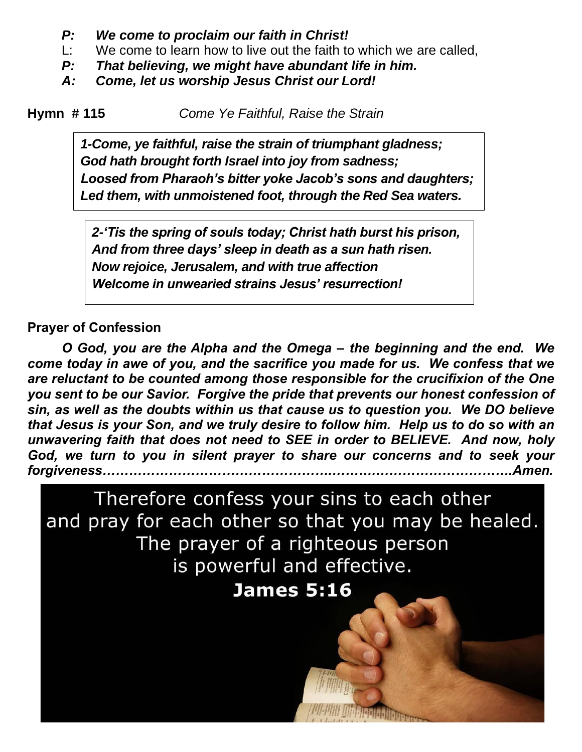***P: We come to proclaim our faith in Christ!***
L: We come to learn how to live out the faith to which we are called,
***P: That believing, we might have abundant life in him.***
***A: Come, let us worship Jesus Christ our Lord!***

**Hymn # 115** *Come Ye Faithful, Raise the Strain*

***1-Come, ye faithful, raise the strain of triumphant gladness;***
***God hath brought forth Israel into joy from sadness;***
***Loosed from Pharaoh's bitter yoke Jacob's sons and daughters;***
***Led them, with unmoistened foot, through the Red Sea waters.***

***2-'Tis the spring of souls today; Christ hath burst his prison,***
***And from three days' sleep in death as a sun hath risen.***
***Now rejoice, Jerusalem, and with true affection***
***Welcome in unwearied strains Jesus' resurrection!***

**Prayer of Confession**

***O God, you are the Alpha and the Omega – the beginning and the end. We come today in awe of you, and the sacrifice you made for us. We confess that we are reluctant to be counted among those responsible for the crucifixion of the One you sent to be our Savior. Forgive the pride that prevents our honest confession of sin, as well as the doubts within us that cause us to question you. We DO believe that Jesus is your Son, and we truly desire to follow him. Help us to do so with an unwavering faith that does not need to SEE in order to BELIEVE. And now, holy God, we turn to you in silent prayer to share our concerns and to seek your forgiveness…………………………………………………………………………….Amen.***

Therefore confess your sins to each other and pray for each other so that you may be healed. The prayer of a righteous person is powerful and effective.
**James 5:16**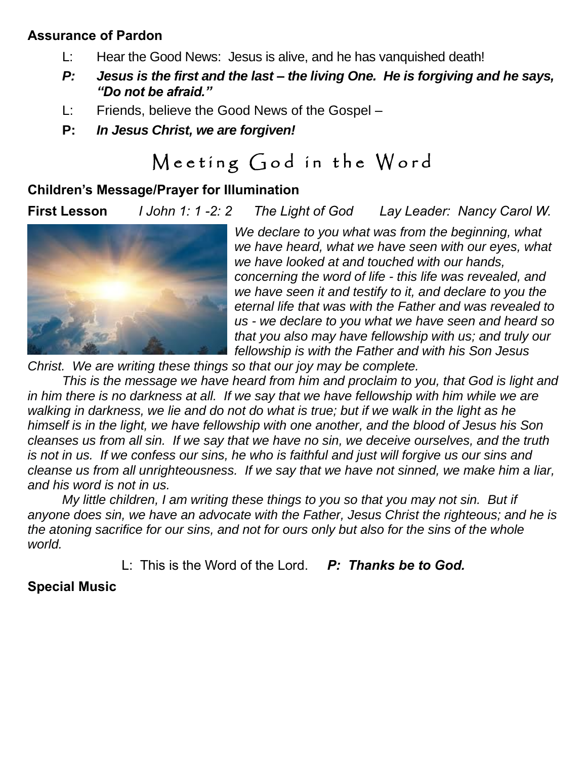**Assurance of Pardon**

L: Hear the Good News: Jesus is alive, and he has vanquished death!

***P: Jesus is the first and the last – the living One. He is forgiving and he says, "Do not be afraid."***

L: Friends, believe the Good News of the Gospel –

**P:** ***In Jesus Christ, we are forgiven!***

# Meeting God in the Word

**Children's Message/Prayer for Illumination**

**First Lesson** *I John 1: 1 -2: 2 The Light of God Lay Leader: Nancy Carol W.*

*We declare to you what was from the beginning, what we have heard, what we have seen with our eyes, what we have looked at and touched with our hands, concerning the word of life - this life was revealed, and we have seen it and testify to it, and declare to you the eternal life that was with the Father and was revealed to us - we declare to you what we have seen and heard so that you also may have fellowship with us; and truly our fellowship is with the Father and with his Son Jesus Christ. We are writing these things so that our joy may be complete.*

*This is the message we have heard from him and proclaim to you, that God is light and in him there is no darkness at all. If we say that we have fellowship with him while we are walking in darkness, we lie and do not do what is true; but if we walk in the light as he himself is in the light, we have fellowship with one another, and the blood of Jesus his Son cleanses us from all sin. If we say that we have no sin, we deceive ourselves, and the truth is not in us. If we confess our sins, he who is faithful and just will forgive us our sins and cleanse us from all unrighteousness. If we say that we have not sinned, we make him a liar, and his word is not in us.*

*My little children, I am writing these things to you so that you may not sin. But if anyone does sin, we have an advocate with the Father, Jesus Christ the righteous; and he is the atoning sacrifice for our sins, and not for ours only but also for the sins of the whole world.*

L: This is the Word of the Lord. ***P: Thanks be to God.***

**Special Music**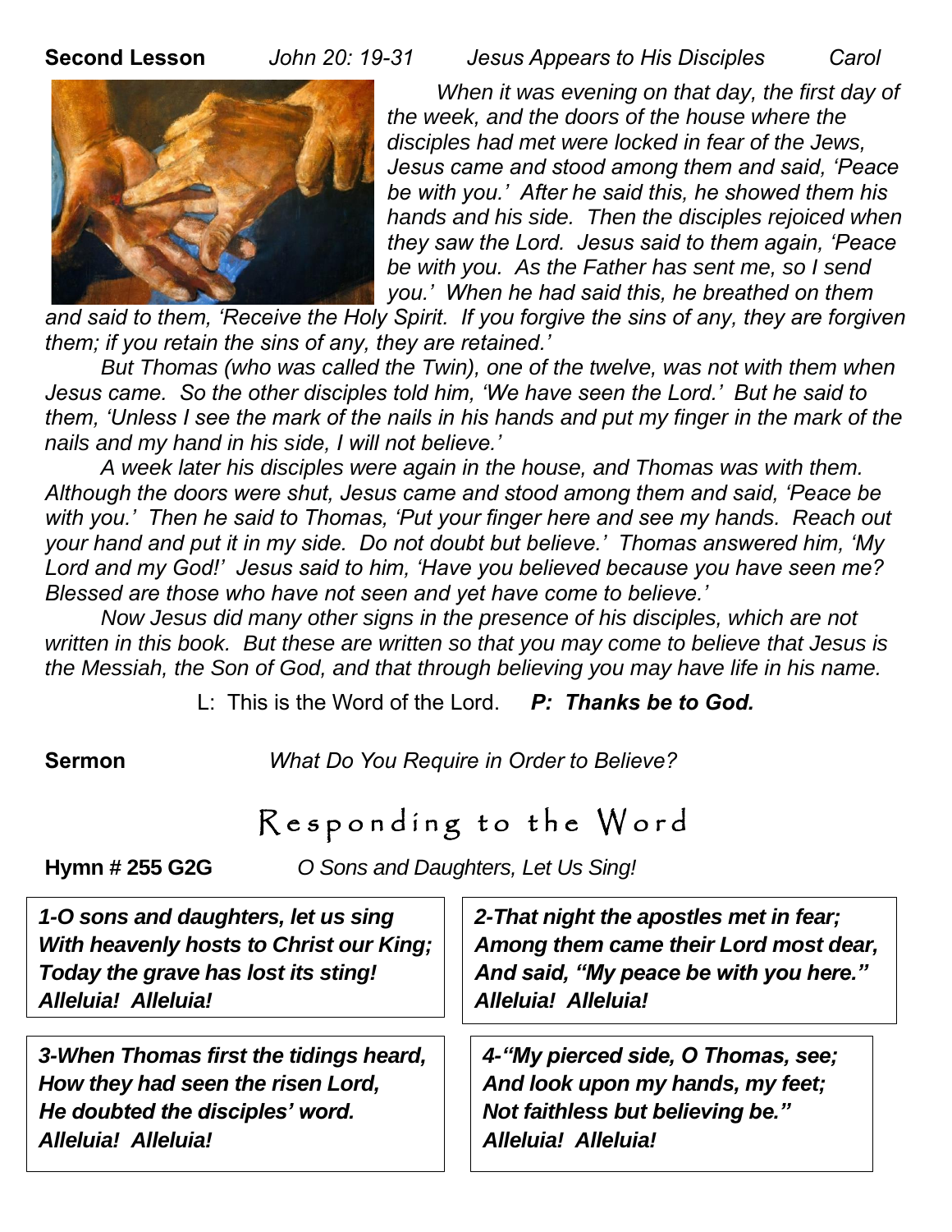**Second Lesson** *John 20: 19-31* *Jesus Appears to His Disciples* Carol

*When it was evening on that day, the first day of the week, and the doors of the house where the disciples had met were locked in fear of the Jews, Jesus came and stood among them and said, 'Peace be with you.' After he said this, he showed them his hands and his side. Then the disciples rejoiced when they saw the Lord. Jesus said to them again, 'Peace be with you. As the Father has sent me, so I send you.' When he had said this, he breathed on them and said to them, 'Receive the Holy Spirit. If you forgive the sins of any, they are forgiven them; if you retain the sins of any, they are retained.'*

*But Thomas (who was called the Twin), one of the twelve, was not with them when Jesus came. So the other disciples told him, 'We have seen the Lord.' But he said to them, 'Unless I see the mark of the nails in his hands and put my finger in the mark of the nails and my hand in his side, I will not believe.'*

*A week later his disciples were again in the house, and Thomas was with them. Although the doors were shut, Jesus came and stood among them and said, 'Peace be with you.' Then he said to Thomas, 'Put your finger here and see my hands. Reach out your hand and put it in my side. Do not doubt but believe.' Thomas answered him, 'My Lord and my God!' Jesus said to him, 'Have you believed because you have seen me? Blessed are those who have not seen and yet have come to believe.'*

*Now Jesus did many other signs in the presence of his disciples, which are not written in this book. But these are written so that you may come to believe that Jesus is the Messiah, the Son of God, and that through believing you may have life in his name.*

L: This is the Word of the Lord. ***P: Thanks be to God.***

**Sermon** *What Do You Require in Order to Believe?*

## Responding to the Word

**Hymn # 255 G2G** *O Sons and Daughters, Let Us Sing!*

***1-O sons and daughters, let us sing***
***With heavenly hosts to Christ our King;***
***Today the grave has lost its sting!***
***Alleluia! Alleluia!***

***2-That night the apostles met in fear;***
***Among them came their Lord most dear,***
***And said, "My peace be with you here."***
***Alleluia! Alleluia!***

***3-When Thomas first the tidings heard,***
***How they had seen the risen Lord,***
***He doubted the disciples' word.***
***Alleluia! Alleluia!***

***4-"My pierced side, O Thomas, see;***
***And look upon my hands, my feet;***
***Not faithless but believing be."***
***Alleluia! Alleluia!***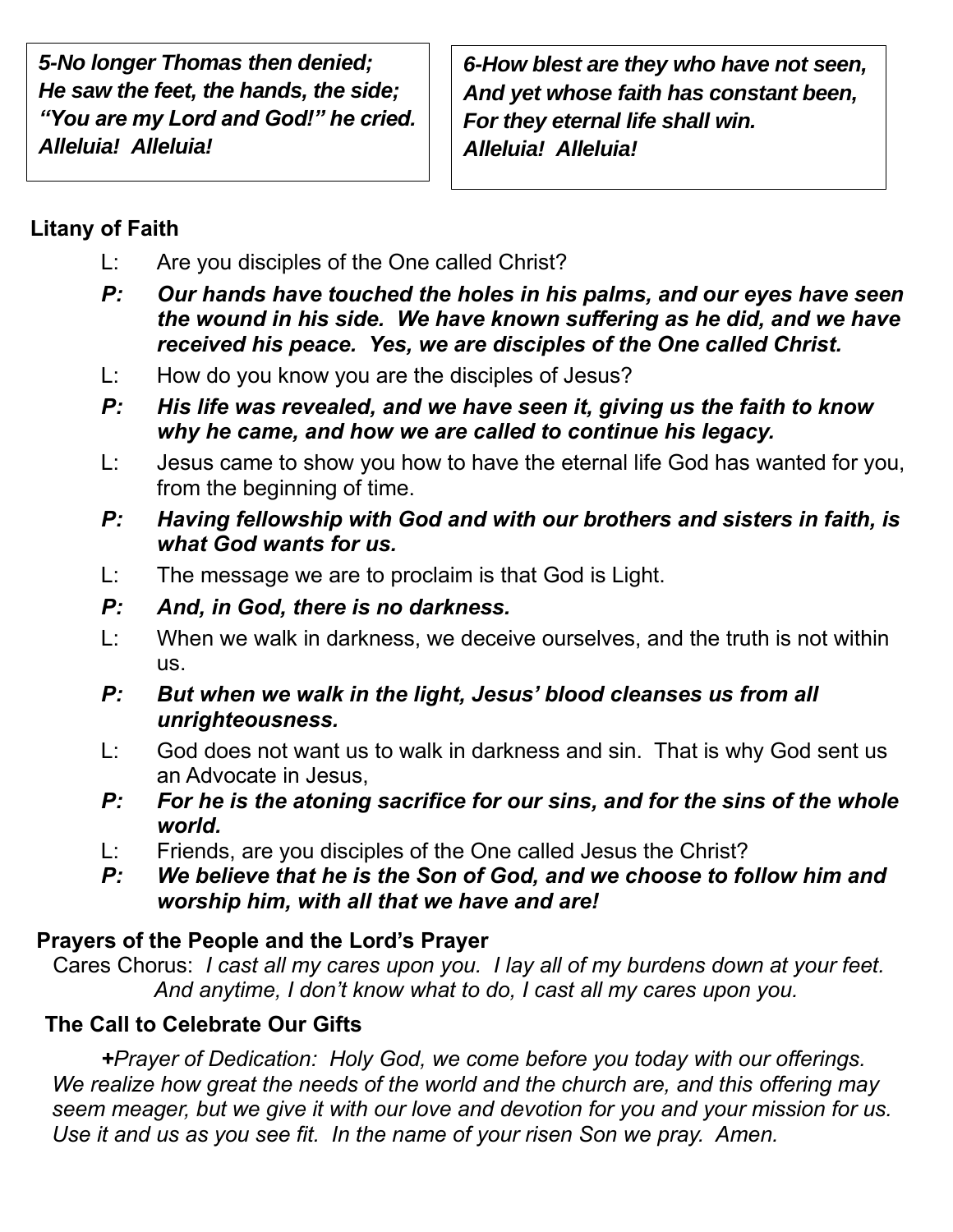***5-No longer Thomas then denied;***
***He saw the feet, the hands, the side;***
***"You are my Lord and God!" he cried.***
***Alleluia! Alleluia!***

***6-How blest are they who have not seen,***
***And yet whose faith has constant been,***
***For they eternal life shall win.***
***Alleluia! Alleluia!***

**Litany of Faith**

L: Are you disciples of the One called Christ?

***P: Our hands have touched the holes in his palms, and our eyes have seen the wound in his side. We have known suffering as he did, and we have received his peace. Yes, we are disciples of the One called Christ.***

L: How do you know you are the disciples of Jesus?

***P: His life was revealed, and we have seen it, giving us the faith to know why he came, and how we are called to continue his legacy.***

L: Jesus came to show you how to have the eternal life God has wanted for you, from the beginning of time.

***P: Having fellowship with God and with our brothers and sisters in faith, is what God wants for us.***

L: The message we are to proclaim is that God is Light.

***P: And, in God, there is no darkness.***

L: When we walk in darkness, we deceive ourselves, and the truth is not within us.

***P: But when we walk in the light, Jesus' blood cleanses us from all unrighteousness.***

L: God does not want us to walk in darkness and sin. That is why God sent us an Advocate in Jesus,

***P: For he is the atoning sacrifice for our sins, and for the sins of the whole world.***

L: Friends, are you disciples of the One called Jesus the Christ?

***P: We believe that he is the Son of God, and we choose to follow him and worship him, with all that we have and are!***

**Prayers of the People and the Lord's Prayer**

Cares Chorus: *I cast all my cares upon you. I lay all of my burdens down at your feet. And anytime, I don't know what to do, I cast all my cares upon you.*

**The Call to Celebrate Our Gifts**

***+****Prayer of Dedication: Holy God, we come before you today with our offerings. We realize how great the needs of the world and the church are, and this offering may seem meager, but we give it with our love and devotion for you and your mission for us. Use it and us as you see fit. In the name of your risen Son we pray. Amen.*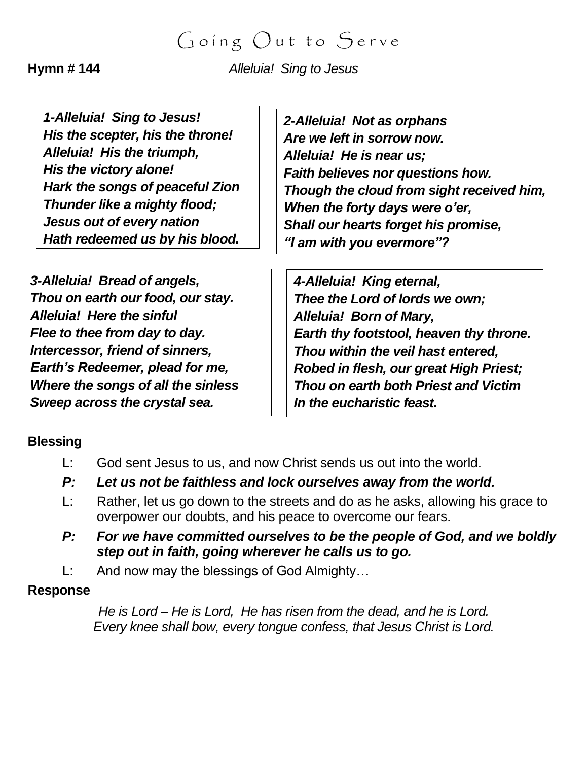# Going Out to Serve

**Hymn # 144** *Alleluia! Sing to Jesus*

***1-Alleluia! Sing to Jesus!***
***His the scepter, his the throne!***
***Alleluia! His the triumph,***
***His the victory alone!***
***Hark the songs of peaceful Zion***
***Thunder like a mighty flood;***
***Jesus out of every nation***
***Hath redeemed us by his blood.***

***2-Alleluia! Not as orphans***
***Are we left in sorrow now.***
***Alleluia! He is near us;***
***Faith believes nor questions how.***
***Though the cloud from sight received him,***
***When the forty days were o'er,***
***Shall our hearts forget his promise,***
***"I am with you evermore"?***

***3-Alleluia! Bread of angels,***
***Thou on earth our food, our stay.***
***Alleluia! Here the sinful***
***Flee to thee from day to day.***
***Intercessor, friend of sinners,***
***Earth's Redeemer, plead for me,***
***Where the songs of all the sinless***
***Sweep across the crystal sea.***

***4-Alleluia! King eternal,***
***Thee the Lord of lords we own;***
***Alleluia! Born of Mary,***
***Earth thy footstool, heaven thy throne.***
***Thou within the veil hast entered,***
***Robed in flesh, our great High Priest;***
***Thou on earth both Priest and Victim***
***In the eucharistic feast.***

**Blessing**

L: God sent Jesus to us, and now Christ sends us out into the world.

***P: Let us not be faithless and lock ourselves away from the world.***

L: Rather, let us go down to the streets and do as he asks, allowing his grace to overpower our doubts, and his peace to overcome our fears.

***P: For we have committed ourselves to be the people of God, and we boldly step out in faith, going wherever he calls us to go.***

L: And now may the blessings of God Almighty…

**Response**

*He is Lord – He is Lord, He has risen from the dead, and he is Lord.*
*Every knee shall bow, every tongue confess, that Jesus Christ is Lord.*